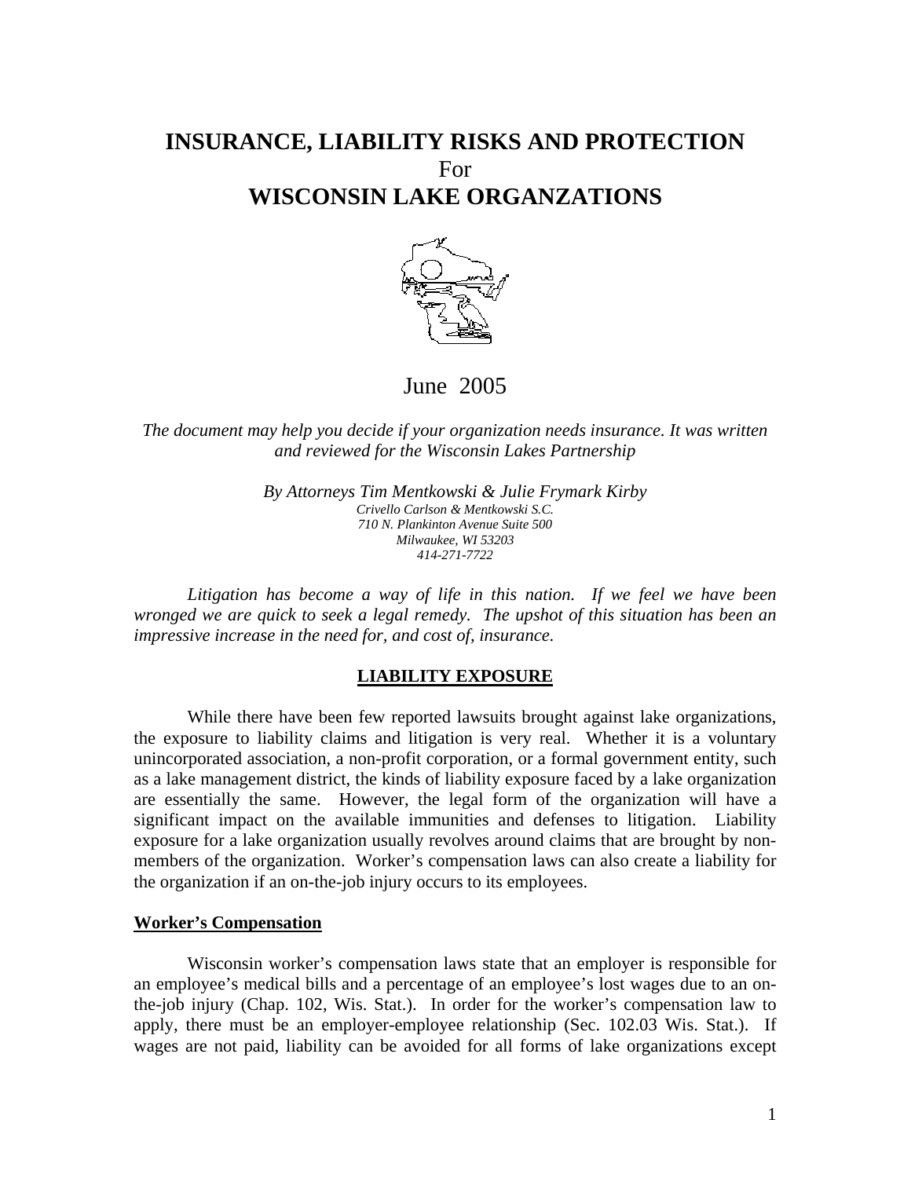# INSURANCE, LIABILITY RISKS AND PROTECTION
For
# WISCONSIN LAKE ORGANZATIONS

June 2005

*The document may help you decide if your organization needs insurance. It was written and reviewed for the Wisconsin Lakes Partnership*

*By Attorneys Tim Mentkowski & Julie Frymark Kirby*
*Crivello Carlson & Mentkowski S.C.*
*710 N. Plankinton Avenue Suite 500*
*Milwaukee, WI 53203*
*414-271-7722*

*Litigation has become a way of life in this nation. If we feel we have been wronged we are quick to seek a legal remedy. The upshot of this situation has been an impressive increase in the need for, and cost of, insurance.*

## LIABILITY EXPOSURE

While there have been few reported lawsuits brought against lake organizations, the exposure to liability claims and litigation is very real. Whether it is a voluntary unincorporated association, a non-profit corporation, or a formal government entity, such as a lake management district, the kinds of liability exposure faced by a lake organization are essentially the same. However, the legal form of the organization will have a significant impact on the available immunities and defenses to litigation. Liability exposure for a lake organization usually revolves around claims that are brought by non-members of the organization. Worker's compensation laws can also create a liability for the organization if an on-the-job injury occurs to its employees.

### Worker's Compensation

Wisconsin worker's compensation laws state that an employer is responsible for an employee's medical bills and a percentage of an employee's lost wages due to an on-the-job injury (Chap. 102, Wis. Stat.). In order for the worker's compensation law to apply, there must be an employer-employee relationship (Sec. 102.03 Wis. Stat.). If wages are not paid, liability can be avoided for all forms of lake organizations except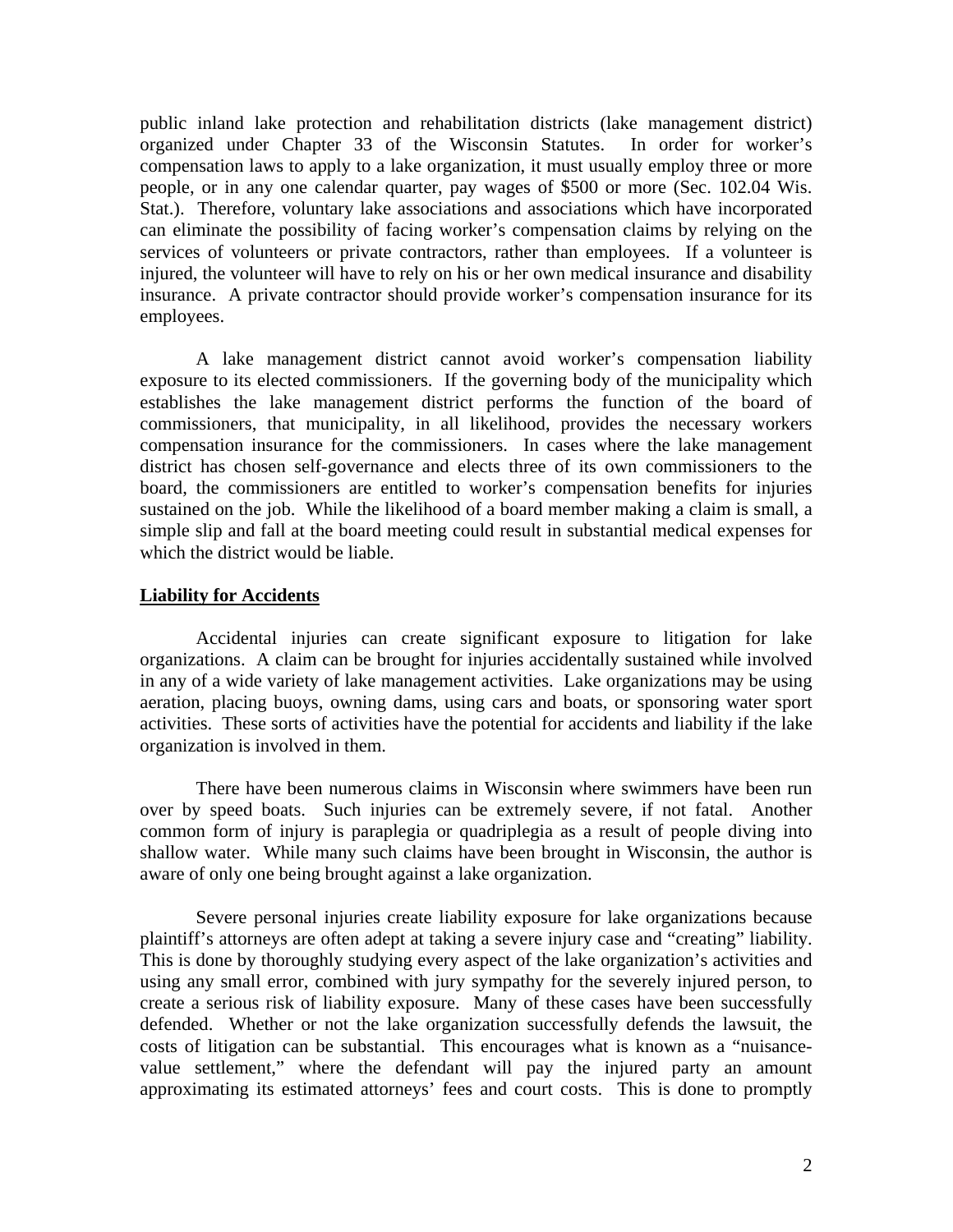public inland lake protection and rehabilitation districts (lake management district) organized under Chapter 33 of the Wisconsin Statutes. In order for worker's compensation laws to apply to a lake organization, it must usually employ three or more people, or in any one calendar quarter, pay wages of $500 or more (Sec. 102.04 Wis. Stat.). Therefore, voluntary lake associations and associations which have incorporated can eliminate the possibility of facing worker's compensation claims by relying on the services of volunteers or private contractors, rather than employees. If a volunteer is injured, the volunteer will have to rely on his or her own medical insurance and disability insurance. A private contractor should provide worker's compensation insurance for its employees.

A lake management district cannot avoid worker's compensation liability exposure to its elected commissioners. If the governing body of the municipality which establishes the lake management district performs the function of the board of commissioners, that municipality, in all likelihood, provides the necessary workers compensation insurance for the commissioners. In cases where the lake management district has chosen self-governance and elects three of its own commissioners to the board, the commissioners are entitled to worker's compensation benefits for injuries sustained on the job. While the likelihood of a board member making a claim is small, a simple slip and fall at the board meeting could result in substantial medical expenses for which the district would be liable.

## Liability for Accidents

Accidental injuries can create significant exposure to litigation for lake organizations. A claim can be brought for injuries accidentally sustained while involved in any of a wide variety of lake management activities. Lake organizations may be using aeration, placing buoys, owning dams, using cars and boats, or sponsoring water sport activities. These sorts of activities have the potential for accidents and liability if the lake organization is involved in them.

There have been numerous claims in Wisconsin where swimmers have been run over by speed boats. Such injuries can be extremely severe, if not fatal. Another common form of injury is paraplegia or quadriplegia as a result of people diving into shallow water. While many such claims have been brought in Wisconsin, the author is aware of only one being brought against a lake organization.

Severe personal injuries create liability exposure for lake organizations because plaintiff's attorneys are often adept at taking a severe injury case and "creating" liability. This is done by thoroughly studying every aspect of the lake organization's activities and using any small error, combined with jury sympathy for the severely injured person, to create a serious risk of liability exposure. Many of these cases have been successfully defended. Whether or not the lake organization successfully defends the lawsuit, the costs of litigation can be substantial. This encourages what is known as a "nuisance-value settlement," where the defendant will pay the injured party an amount approximating its estimated attorneys' fees and court costs. This is done to promptly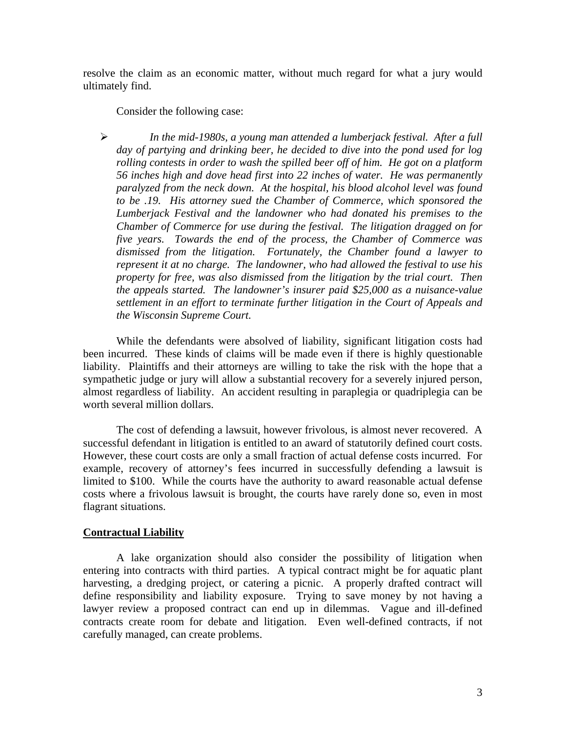resolve the claim as an economic matter, without much regard for what a jury would ultimately find.

Consider the following case:

- *In the mid-1980s, a young man attended a lumberjack festival. After a full day of partying and drinking beer, he decided to dive into the pond used for log rolling contests in order to wash the spilled beer off of him. He got on a platform 56 inches high and dove head first into 22 inches of water. He was permanently paralyzed from the neck down. At the hospital, his blood alcohol level was found to be .19. His attorney sued the Chamber of Commerce, which sponsored the Lumberjack Festival and the landowner who had donated his premises to the Chamber of Commerce for use during the festival. The litigation dragged on for five years. Towards the end of the process, the Chamber of Commerce was dismissed from the litigation. Fortunately, the Chamber found a lawyer to represent it at no charge. The landowner, who had allowed the festival to use his property for free, was also dismissed from the litigation by the trial court. Then the appeals started. The landowner's insurer paid $25,000 as a nuisance-value settlement in an effort to terminate further litigation in the Court of Appeals and the Wisconsin Supreme Court.*

While the defendants were absolved of liability, significant litigation costs had been incurred. These kinds of claims will be made even if there is highly questionable liability. Plaintiffs and their attorneys are willing to take the risk with the hope that a sympathetic judge or jury will allow a substantial recovery for a severely injured person, almost regardless of liability. An accident resulting in paraplegia or quadriplegia can be worth several million dollars.

The cost of defending a lawsuit, however frivolous, is almost never recovered. A successful defendant in litigation is entitled to an award of statutorily defined court costs. However, these court costs are only a small fraction of actual defense costs incurred. For example, recovery of attorney's fees incurred in successfully defending a lawsuit is limited to $100. While the courts have the authority to award reasonable actual defense costs where a frivolous lawsuit is brought, the courts have rarely done so, even in most flagrant situations.

## Contractual Liability

A lake organization should also consider the possibility of litigation when entering into contracts with third parties. A typical contract might be for aquatic plant harvesting, a dredging project, or catering a picnic. A properly drafted contract will define responsibility and liability exposure. Trying to save money by not having a lawyer review a proposed contract can end up in dilemmas. Vague and ill-defined contracts create room for debate and litigation. Even well-defined contracts, if not carefully managed, can create problems.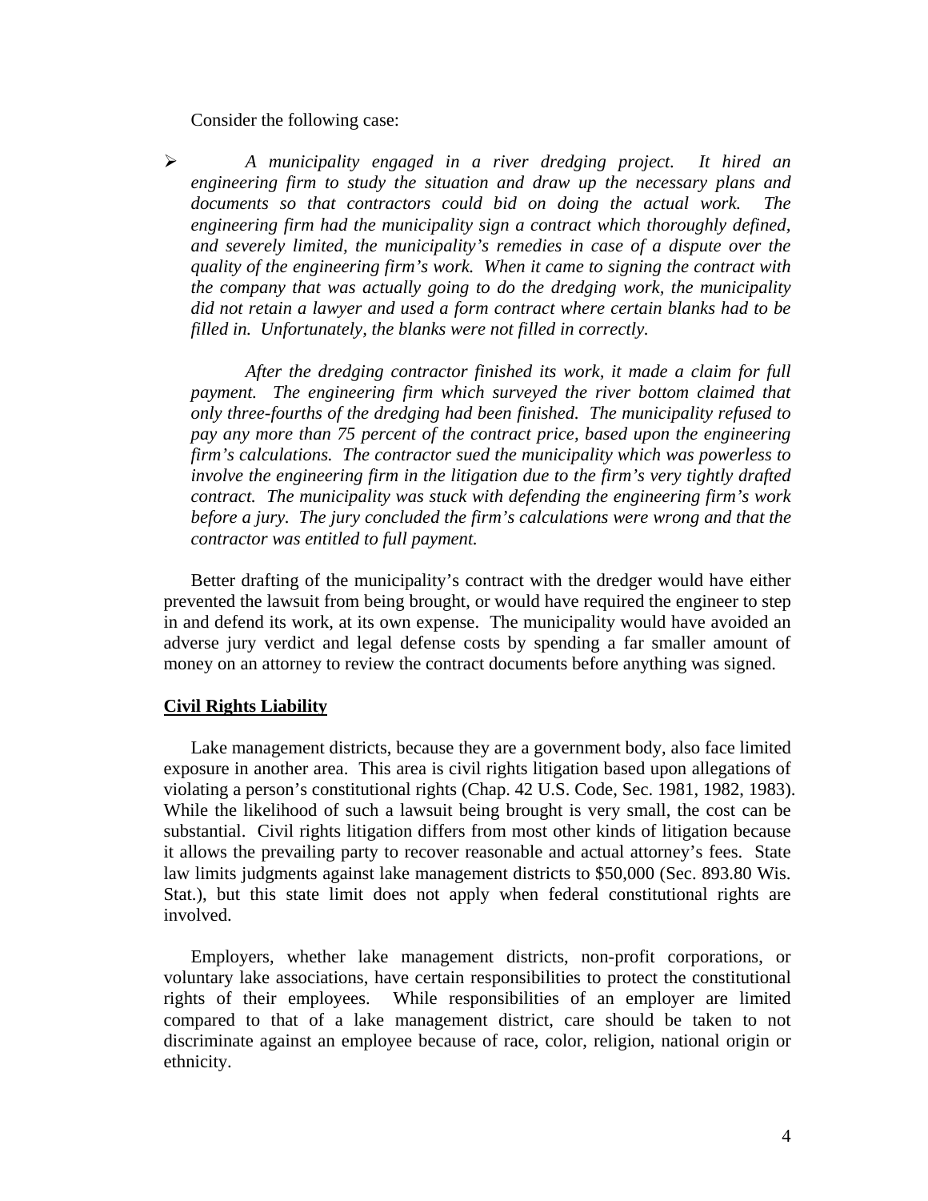Consider the following case:

- *A municipality engaged in a river dredging project. It hired an engineering firm to study the situation and draw up the necessary plans and documents so that contractors could bid on doing the actual work. The engineering firm had the municipality sign a contract which thoroughly defined, and severely limited, the municipality's remedies in case of a dispute over the quality of the engineering firm's work. When it came to signing the contract with the company that was actually going to do the dredging work, the municipality did not retain a lawyer and used a form contract where certain blanks had to be filled in. Unfortunately, the blanks were not filled in correctly.*

  *After the dredging contractor finished its work, it made a claim for full payment. The engineering firm which surveyed the river bottom claimed that only three-fourths of the dredging had been finished. The municipality refused to pay any more than 75 percent of the contract price, based upon the engineering firm's calculations. The contractor sued the municipality which was powerless to involve the engineering firm in the litigation due to the firm's very tightly drafted contract. The municipality was stuck with defending the engineering firm's work before a jury. The jury concluded the firm's calculations were wrong and that the contractor was entitled to full payment.*

Better drafting of the municipality's contract with the dredger would have either prevented the lawsuit from being brought, or would have required the engineer to step in and defend its work, at its own expense. The municipality would have avoided an adverse jury verdict and legal defense costs by spending a far smaller amount of money on an attorney to review the contract documents before anything was signed.

**Civil Rights Liability**

Lake management districts, because they are a government body, also face limited exposure in another area. This area is civil rights litigation based upon allegations of violating a person's constitutional rights (Chap. 42 U.S. Code, Sec. 1981, 1982, 1983). While the likelihood of such a lawsuit being brought is very small, the cost can be substantial. Civil rights litigation differs from most other kinds of litigation because it allows the prevailing party to recover reasonable and actual attorney's fees. State law limits judgments against lake management districts to $50,000 (Sec. 893.80 Wis. Stat.), but this state limit does not apply when federal constitutional rights are involved.

Employers, whether lake management districts, non-profit corporations, or voluntary lake associations, have certain responsibilities to protect the constitutional rights of their employees. While responsibilities of an employer are limited compared to that of a lake management district, care should be taken to not discriminate against an employee because of race, color, religion, national origin or ethnicity.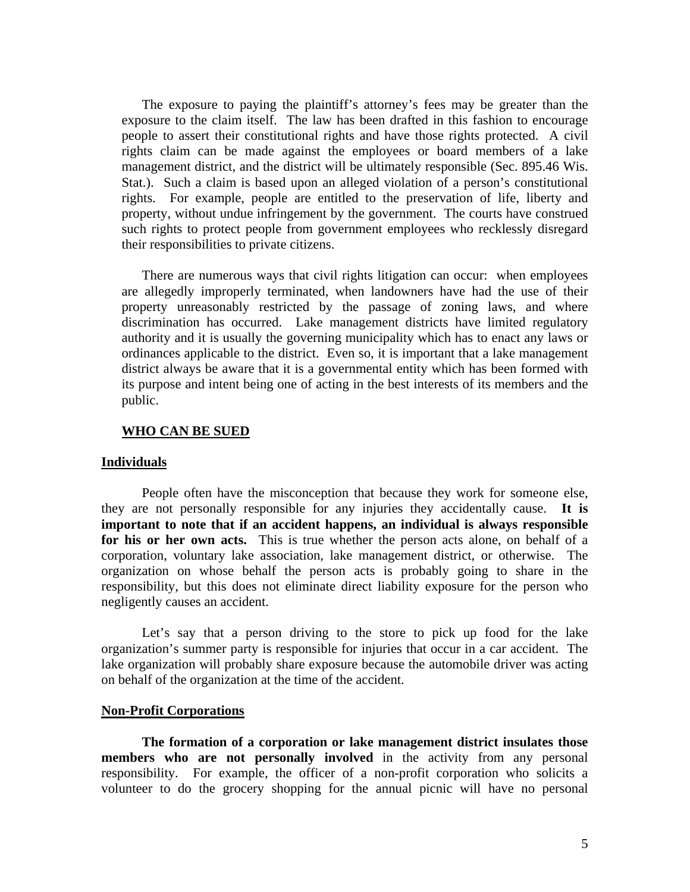The exposure to paying the plaintiff's attorney's fees may be greater than the exposure to the claim itself. The law has been drafted in this fashion to encourage people to assert their constitutional rights and have those rights protected. A civil rights claim can be made against the employees or board members of a lake management district, and the district will be ultimately responsible (Sec. 895.46 Wis. Stat.). Such a claim is based upon an alleged violation of a person's constitutional rights. For example, people are entitled to the preservation of life, liberty and property, without undue infringement by the government. The courts have construed such rights to protect people from government employees who recklessly disregard their responsibilities to private citizens.

There are numerous ways that civil rights litigation can occur: when employees are allegedly improperly terminated, when landowners have had the use of their property unreasonably restricted by the passage of zoning laws, and where discrimination has occurred. Lake management districts have limited regulatory authority and it is usually the governing municipality which has to enact any laws or ordinances applicable to the district. Even so, it is important that a lake management district always be aware that it is a governmental entity which has been formed with its purpose and intent being one of acting in the best interests of its members and the public.

## WHO CAN BE SUED

### Individuals

People often have the misconception that because they work for someone else, they are not personally responsible for any injuries they accidentally cause. **It is important to note that if an accident happens, an individual is always responsible for his or her own acts.** This is true whether the person acts alone, on behalf of a corporation, voluntary lake association, lake management district, or otherwise. The organization on whose behalf the person acts is probably going to share in the responsibility, but this does not eliminate direct liability exposure for the person who negligently causes an accident.

Let's say that a person driving to the store to pick up food for the lake organization's summer party is responsible for injuries that occur in a car accident. The lake organization will probably share exposure because the automobile driver was acting on behalf of the organization at the time of the accident.

### Non-Profit Corporations

**The formation of a corporation or lake management district insulates those members who are not personally involved** in the activity from any personal responsibility. For example, the officer of a non-profit corporation who solicits a volunteer to do the grocery shopping for the annual picnic will have no personal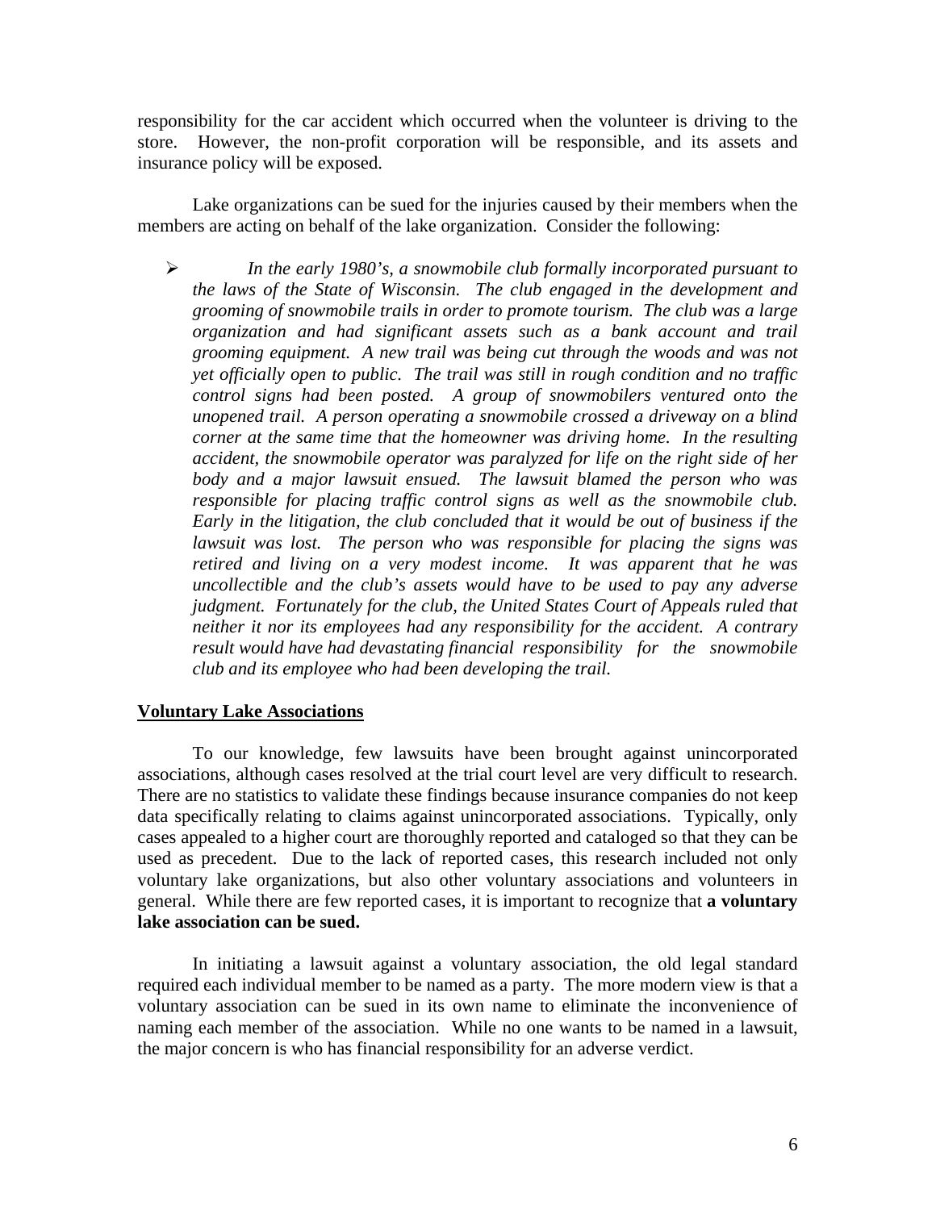responsibility for the car accident which occurred when the volunteer is driving to the store. However, the non-profit corporation will be responsible, and its assets and insurance policy will be exposed.

Lake organizations can be sued for the injuries caused by their members when the members are acting on behalf of the lake organization. Consider the following:

- *In the early 1980's, a snowmobile club formally incorporated pursuant to the laws of the State of Wisconsin. The club engaged in the development and grooming of snowmobile trails in order to promote tourism. The club was a large organization and had significant assets such as a bank account and trail grooming equipment. A new trail was being cut through the woods and was not yet officially open to public. The trail was still in rough condition and no traffic control signs had been posted. A group of snowmobilers ventured onto the unopened trail. A person operating a snowmobile crossed a driveway on a blind corner at the same time that the homeowner was driving home. In the resulting accident, the snowmobile operator was paralyzed for life on the right side of her body and a major lawsuit ensued. The lawsuit blamed the person who was responsible for placing traffic control signs as well as the snowmobile club. Early in the litigation, the club concluded that it would be out of business if the lawsuit was lost. The person who was responsible for placing the signs was retired and living on a very modest income. It was apparent that he was uncollectible and the club's assets would have to be used to pay any adverse judgment. Fortunately for the club, the United States Court of Appeals ruled that neither it nor its employees had any responsibility for the accident. A contrary result would have had devastating financial responsibility for the snowmobile club and its employee who had been developing the trail.*

## Voluntary Lake Associations

To our knowledge, few lawsuits have been brought against unincorporated associations, although cases resolved at the trial court level are very difficult to research. There are no statistics to validate these findings because insurance companies do not keep data specifically relating to claims against unincorporated associations. Typically, only cases appealed to a higher court are thoroughly reported and cataloged so that they can be used as precedent. Due to the lack of reported cases, this research included not only voluntary lake organizations, but also other voluntary associations and volunteers in general. While there are few reported cases, it is important to recognize that **a voluntary lake association can be sued.**

In initiating a lawsuit against a voluntary association, the old legal standard required each individual member to be named as a party. The more modern view is that a voluntary association can be sued in its own name to eliminate the inconvenience of naming each member of the association. While no one wants to be named in a lawsuit, the major concern is who has financial responsibility for an adverse verdict.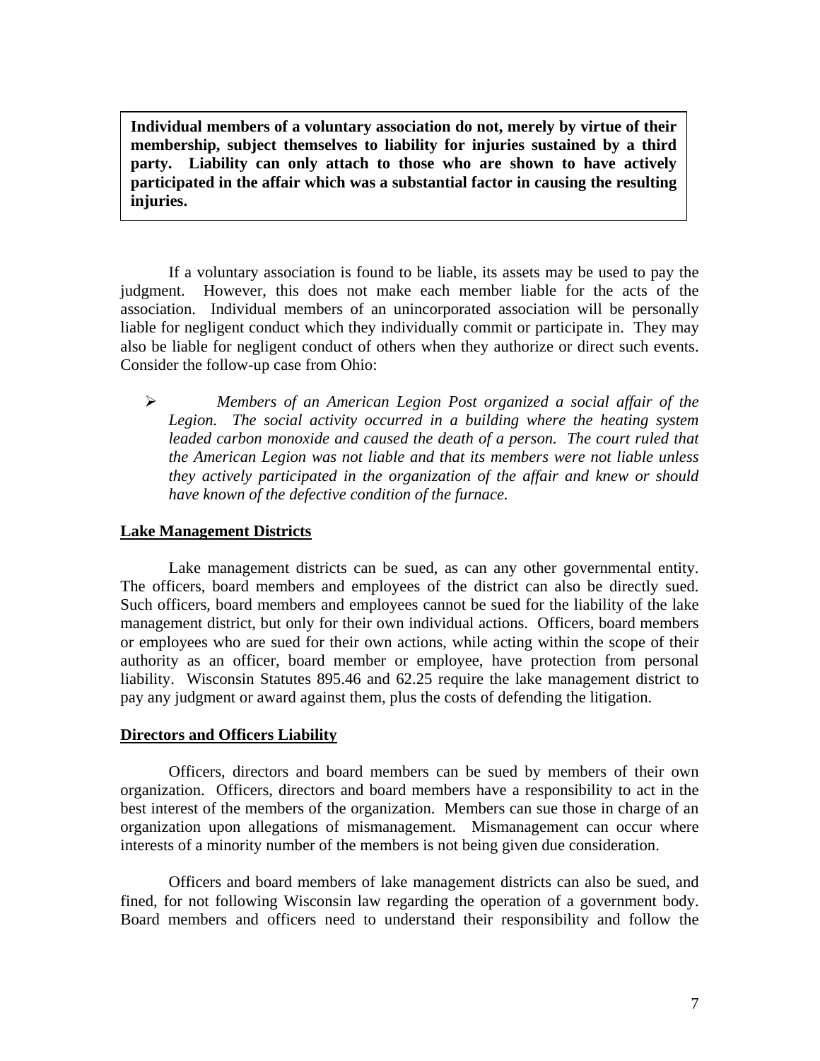**Individual members of a voluntary association do not, merely by virtue of their membership, subject themselves to liability for injuries sustained by a third party. Liability can only attach to those who are shown to have actively participated in the affair which was a substantial factor in causing the resulting injuries.**

If a voluntary association is found to be liable, its assets may be used to pay the judgment. However, this does not make each member liable for the acts of the association. Individual members of an unincorporated association will be personally liable for negligent conduct which they individually commit or participate in. They may also be liable for negligent conduct of others when they authorize or direct such events. Consider the follow-up case from Ohio:

- *Members of an American Legion Post organized a social affair of the Legion. The social activity occurred in a building where the heating system leaded carbon monoxide and caused the death of a person. The court ruled that the American Legion was not liable and that its members were not liable unless they actively participated in the organization of the affair and knew or should have known of the defective condition of the furnace.*

## Lake Management Districts

Lake management districts can be sued, as can any other governmental entity. The officers, board members and employees of the district can also be directly sued. Such officers, board members and employees cannot be sued for the liability of the lake management district, but only for their own individual actions. Officers, board members or employees who are sued for their own actions, while acting within the scope of their authority as an officer, board member or employee, have protection from personal liability. Wisconsin Statutes 895.46 and 62.25 require the lake management district to pay any judgment or award against them, plus the costs of defending the litigation.

## Directors and Officers Liability

Officers, directors and board members can be sued by members of their own organization. Officers, directors and board members have a responsibility to act in the best interest of the members of the organization. Members can sue those in charge of an organization upon allegations of mismanagement. Mismanagement can occur where interests of a minority number of the members is not being given due consideration.

Officers and board members of lake management districts can also be sued, and fined, for not following Wisconsin law regarding the operation of a government body. Board members and officers need to understand their responsibility and follow the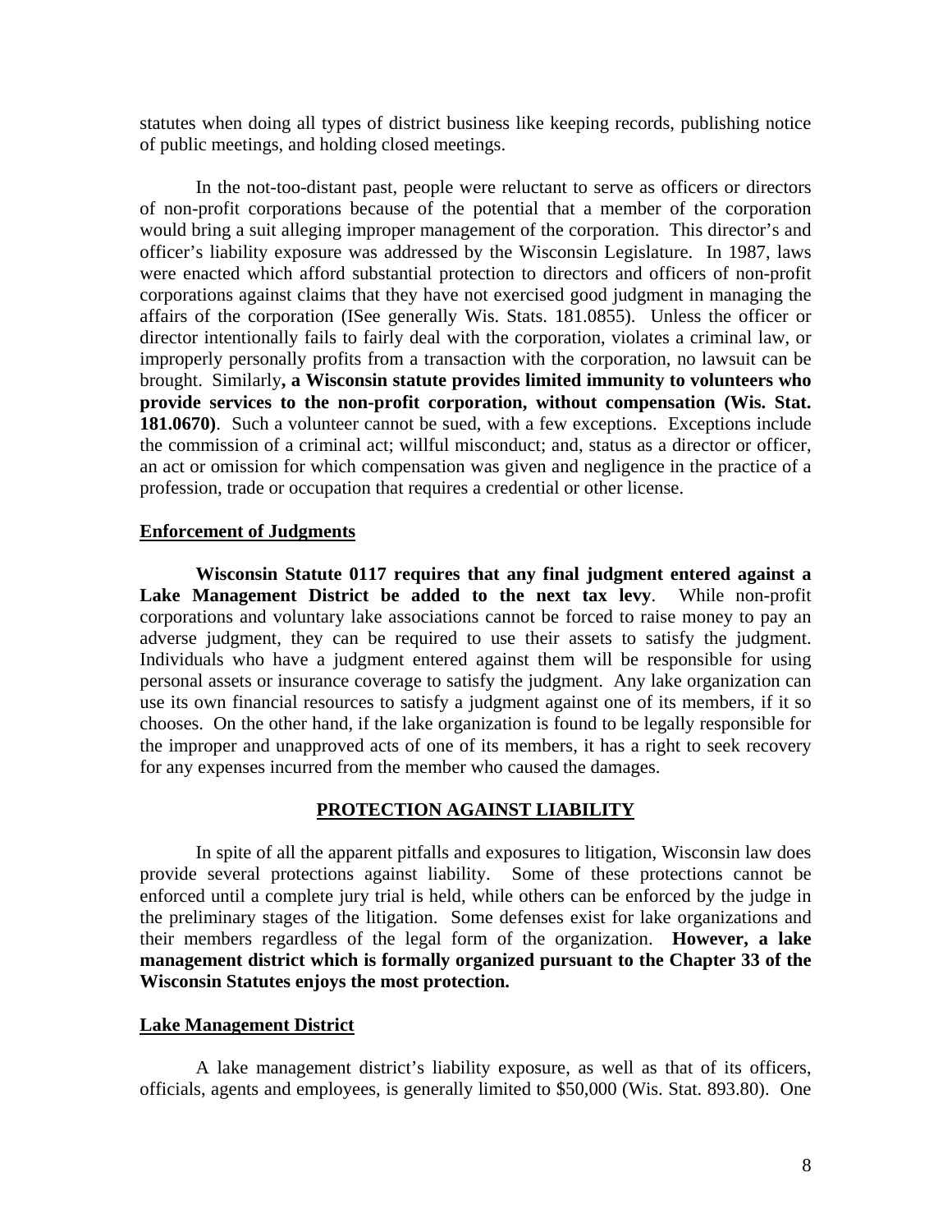statutes when doing all types of district business like keeping records, publishing notice of public meetings, and holding closed meetings.

In the not-too-distant past, people were reluctant to serve as officers or directors of non-profit corporations because of the potential that a member of the corporation would bring a suit alleging improper management of the corporation. This director's and officer's liability exposure was addressed by the Wisconsin Legislature. In 1987, laws were enacted which afford substantial protection to directors and officers of non-profit corporations against claims that they have not exercised good judgment in managing the affairs of the corporation (ISee generally Wis. Stats. 181.0855). Unless the officer or director intentionally fails to fairly deal with the corporation, violates a criminal law, or improperly personally profits from a transaction with the corporation, no lawsuit can be brought. Similarly**, a Wisconsin statute provides limited immunity to volunteers who provide services to the non-profit corporation, without compensation (Wis. Stat. 181.0670)**. Such a volunteer cannot be sued, with a few exceptions. Exceptions include the commission of a criminal act; willful misconduct; and, status as a director or officer, an act or omission for which compensation was given and negligence in the practice of a profession, trade or occupation that requires a credential or other license.

**Enforcement of Judgments**

**Wisconsin Statute 0117 requires that any final judgment entered against a Lake Management District be added to the next tax levy**. While non-profit corporations and voluntary lake associations cannot be forced to raise money to pay an adverse judgment, they can be required to use their assets to satisfy the judgment. Individuals who have a judgment entered against them will be responsible for using personal assets or insurance coverage to satisfy the judgment. Any lake organization can use its own financial resources to satisfy a judgment against one of its members, if it so chooses. On the other hand, if the lake organization is found to be legally responsible for the improper and unapproved acts of one of its members, it has a right to seek recovery for any expenses incurred from the member who caused the damages.

## PROTECTION AGAINST LIABILITY

In spite of all the apparent pitfalls and exposures to litigation, Wisconsin law does provide several protections against liability. Some of these protections cannot be enforced until a complete jury trial is held, while others can be enforced by the judge in the preliminary stages of the litigation. Some defenses exist for lake organizations and their members regardless of the legal form of the organization. **However, a lake management district which is formally organized pursuant to the Chapter 33 of the Wisconsin Statutes enjoys the most protection.**

**Lake Management District**

A lake management district's liability exposure, as well as that of its officers, officials, agents and employees, is generally limited to $50,000 (Wis. Stat. 893.80). One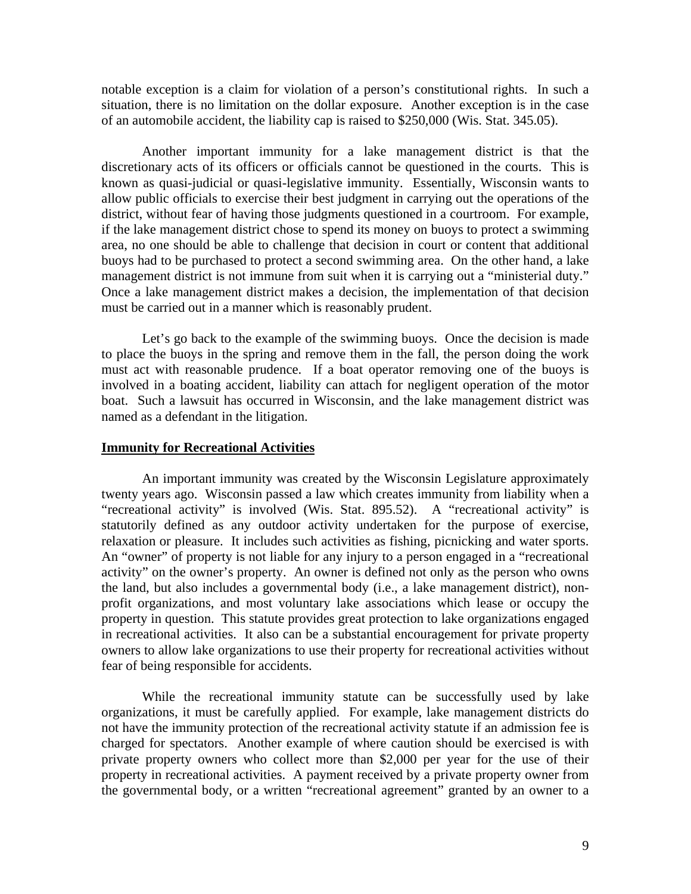notable exception is a claim for violation of a person's constitutional rights. In such a situation, there is no limitation on the dollar exposure. Another exception is in the case of an automobile accident, the liability cap is raised to $250,000 (Wis. Stat. 345.05).

Another important immunity for a lake management district is that the discretionary acts of its officers or officials cannot be questioned in the courts. This is known as quasi-judicial or quasi-legislative immunity. Essentially, Wisconsin wants to allow public officials to exercise their best judgment in carrying out the operations of the district, without fear of having those judgments questioned in a courtroom. For example, if the lake management district chose to spend its money on buoys to protect a swimming area, no one should be able to challenge that decision in court or content that additional buoys had to be purchased to protect a second swimming area. On the other hand, a lake management district is not immune from suit when it is carrying out a "ministerial duty." Once a lake management district makes a decision, the implementation of that decision must be carried out in a manner which is reasonably prudent.

Let's go back to the example of the swimming buoys. Once the decision is made to place the buoys in the spring and remove them in the fall, the person doing the work must act with reasonable prudence. If a boat operator removing one of the buoys is involved in a boating accident, liability can attach for negligent operation of the motor boat. Such a lawsuit has occurred in Wisconsin, and the lake management district was named as a defendant in the litigation.

**Immunity for Recreational Activities**

An important immunity was created by the Wisconsin Legislature approximately twenty years ago. Wisconsin passed a law which creates immunity from liability when a "recreational activity" is involved (Wis. Stat. 895.52). A "recreational activity" is statutorily defined as any outdoor activity undertaken for the purpose of exercise, relaxation or pleasure. It includes such activities as fishing, picnicking and water sports. An "owner" of property is not liable for any injury to a person engaged in a "recreational activity" on the owner's property. An owner is defined not only as the person who owns the land, but also includes a governmental body (i.e., a lake management district), non-profit organizations, and most voluntary lake associations which lease or occupy the property in question. This statute provides great protection to lake organizations engaged in recreational activities. It also can be a substantial encouragement for private property owners to allow lake organizations to use their property for recreational activities without fear of being responsible for accidents.

While the recreational immunity statute can be successfully used by lake organizations, it must be carefully applied. For example, lake management districts do not have the immunity protection of the recreational activity statute if an admission fee is charged for spectators. Another example of where caution should be exercised is with private property owners who collect more than $2,000 per year for the use of their property in recreational activities. A payment received by a private property owner from the governmental body, or a written "recreational agreement" granted by an owner to a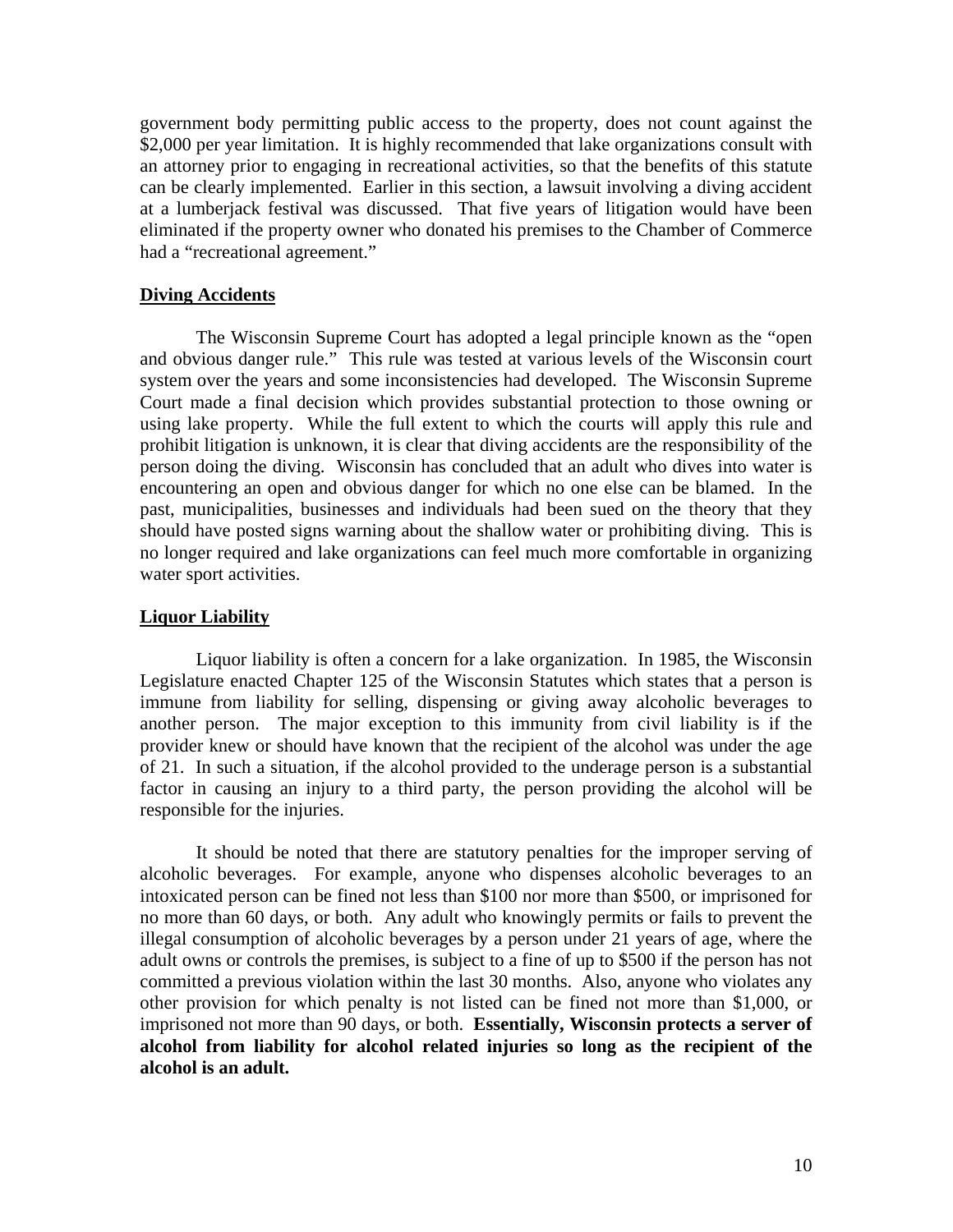government body permitting public access to the property, does not count against the $2,000 per year limitation. It is highly recommended that lake organizations consult with an attorney prior to engaging in recreational activities, so that the benefits of this statute can be clearly implemented. Earlier in this section, a lawsuit involving a diving accident at a lumberjack festival was discussed. That five years of litigation would have been eliminated if the property owner who donated his premises to the Chamber of Commerce had a "recreational agreement."

## Diving Accidents

The Wisconsin Supreme Court has adopted a legal principle known as the "open and obvious danger rule." This rule was tested at various levels of the Wisconsin court system over the years and some inconsistencies had developed. The Wisconsin Supreme Court made a final decision which provides substantial protection to those owning or using lake property. While the full extent to which the courts will apply this rule and prohibit litigation is unknown, it is clear that diving accidents are the responsibility of the person doing the diving. Wisconsin has concluded that an adult who dives into water is encountering an open and obvious danger for which no one else can be blamed. In the past, municipalities, businesses and individuals had been sued on the theory that they should have posted signs warning about the shallow water or prohibiting diving. This is no longer required and lake organizations can feel much more comfortable in organizing water sport activities.

## Liquor Liability

Liquor liability is often a concern for a lake organization. In 1985, the Wisconsin Legislature enacted Chapter 125 of the Wisconsin Statutes which states that a person is immune from liability for selling, dispensing or giving away alcoholic beverages to another person. The major exception to this immunity from civil liability is if the provider knew or should have known that the recipient of the alcohol was under the age of 21. In such a situation, if the alcohol provided to the underage person is a substantial factor in causing an injury to a third party, the person providing the alcohol will be responsible for the injuries.

It should be noted that there are statutory penalties for the improper serving of alcoholic beverages. For example, anyone who dispenses alcoholic beverages to an intoxicated person can be fined not less than $100 nor more than $500, or imprisoned for no more than 60 days, or both. Any adult who knowingly permits or fails to prevent the illegal consumption of alcoholic beverages by a person under 21 years of age, where the adult owns or controls the premises, is subject to a fine of up to $500 if the person has not committed a previous violation within the last 30 months. Also, anyone who violates any other provision for which penalty is not listed can be fined not more than $1,000, or imprisoned not more than 90 days, or both. **Essentially, Wisconsin protects a server of alcohol from liability for alcohol related injuries so long as the recipient of the alcohol is an adult.**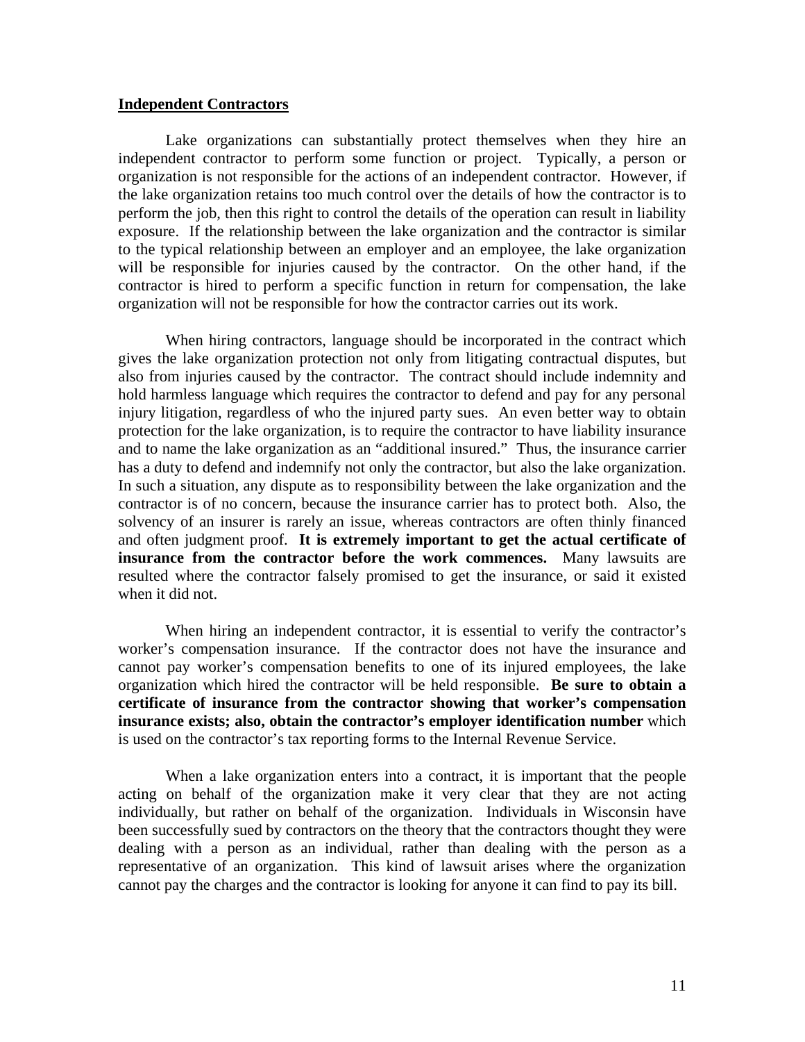## Independent Contractors

Lake organizations can substantially protect themselves when they hire an independent contractor to perform some function or project. Typically, a person or organization is not responsible for the actions of an independent contractor. However, if the lake organization retains too much control over the details of how the contractor is to perform the job, then this right to control the details of the operation can result in liability exposure. If the relationship between the lake organization and the contractor is similar to the typical relationship between an employer and an employee, the lake organization will be responsible for injuries caused by the contractor. On the other hand, if the contractor is hired to perform a specific function in return for compensation, the lake organization will not be responsible for how the contractor carries out its work.

When hiring contractors, language should be incorporated in the contract which gives the lake organization protection not only from litigating contractual disputes, but also from injuries caused by the contractor. The contract should include indemnity and hold harmless language which requires the contractor to defend and pay for any personal injury litigation, regardless of who the injured party sues. An even better way to obtain protection for the lake organization, is to require the contractor to have liability insurance and to name the lake organization as an "additional insured." Thus, the insurance carrier has a duty to defend and indemnify not only the contractor, but also the lake organization. In such a situation, any dispute as to responsibility between the lake organization and the contractor is of no concern, because the insurance carrier has to protect both. Also, the solvency of an insurer is rarely an issue, whereas contractors are often thinly financed and often judgment proof. **It is extremely important to get the actual certificate of insurance from the contractor before the work commences.** Many lawsuits are resulted where the contractor falsely promised to get the insurance, or said it existed when it did not.

When hiring an independent contractor, it is essential to verify the contractor's worker's compensation insurance. If the contractor does not have the insurance and cannot pay worker's compensation benefits to one of its injured employees, the lake organization which hired the contractor will be held responsible. **Be sure to obtain a certificate of insurance from the contractor showing that worker's compensation insurance exists; also, obtain the contractor's employer identification number** which is used on the contractor's tax reporting forms to the Internal Revenue Service.

When a lake organization enters into a contract, it is important that the people acting on behalf of the organization make it very clear that they are not acting individually, but rather on behalf of the organization. Individuals in Wisconsin have been successfully sued by contractors on the theory that the contractors thought they were dealing with a person as an individual, rather than dealing with the person as a representative of an organization. This kind of lawsuit arises where the organization cannot pay the charges and the contractor is looking for anyone it can find to pay its bill.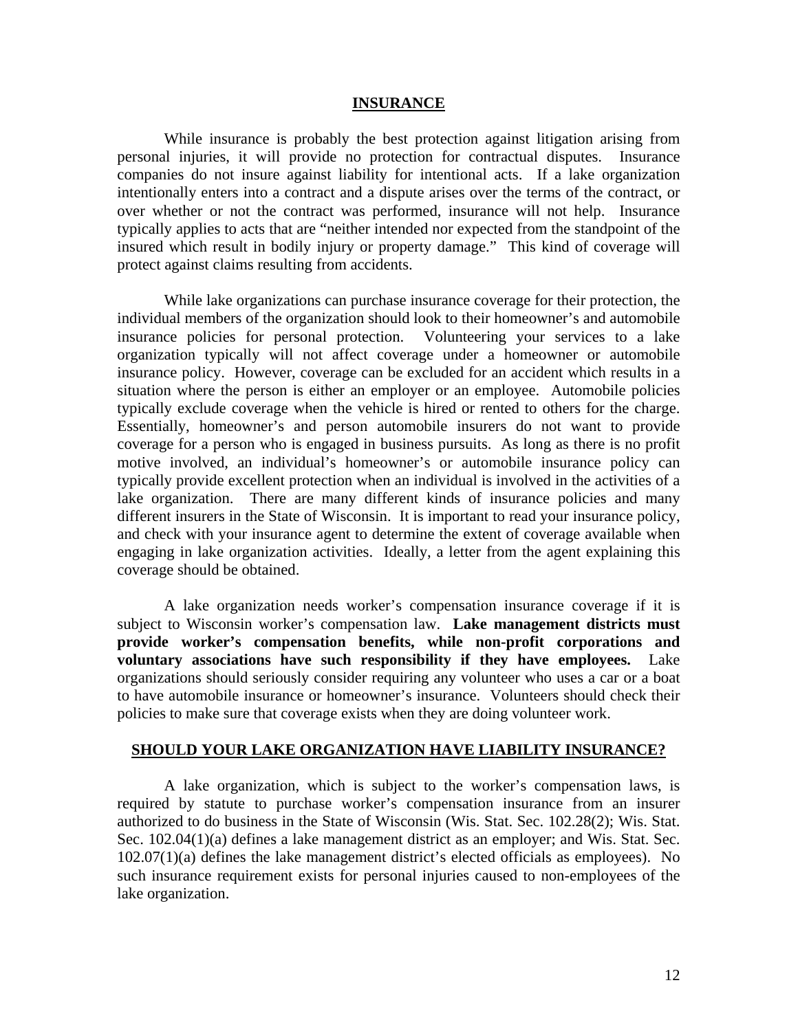## INSURANCE

While insurance is probably the best protection against litigation arising from personal injuries, it will provide no protection for contractual disputes. Insurance companies do not insure against liability for intentional acts. If a lake organization intentionally enters into a contract and a dispute arises over the terms of the contract, or over whether or not the contract was performed, insurance will not help. Insurance typically applies to acts that are "neither intended nor expected from the standpoint of the insured which result in bodily injury or property damage." This kind of coverage will protect against claims resulting from accidents.

While lake organizations can purchase insurance coverage for their protection, the individual members of the organization should look to their homeowner's and automobile insurance policies for personal protection. Volunteering your services to a lake organization typically will not affect coverage under a homeowner or automobile insurance policy. However, coverage can be excluded for an accident which results in a situation where the person is either an employer or an employee. Automobile policies typically exclude coverage when the vehicle is hired or rented to others for the charge. Essentially, homeowner's and person automobile insurers do not want to provide coverage for a person who is engaged in business pursuits. As long as there is no profit motive involved, an individual's homeowner's or automobile insurance policy can typically provide excellent protection when an individual is involved in the activities of a lake organization. There are many different kinds of insurance policies and many different insurers in the State of Wisconsin. It is important to read your insurance policy, and check with your insurance agent to determine the extent of coverage available when engaging in lake organization activities. Ideally, a letter from the agent explaining this coverage should be obtained.

A lake organization needs worker's compensation insurance coverage if it is subject to Wisconsin worker's compensation law. **Lake management districts must provide worker's compensation benefits, while non-profit corporations and voluntary associations have such responsibility if they have employees.** Lake organizations should seriously consider requiring any volunteer who uses a car or a boat to have automobile insurance or homeowner's insurance. Volunteers should check their policies to make sure that coverage exists when they are doing volunteer work.

## SHOULD YOUR LAKE ORGANIZATION HAVE LIABILITY INSURANCE?

A lake organization, which is subject to the worker's compensation laws, is required by statute to purchase worker's compensation insurance from an insurer authorized to do business in the State of Wisconsin (Wis. Stat. Sec. 102.28(2); Wis. Stat. Sec. 102.04(1)(a) defines a lake management district as an employer; and Wis. Stat. Sec. 102.07(1)(a) defines the lake management district's elected officials as employees). No such insurance requirement exists for personal injuries caused to non-employees of the lake organization.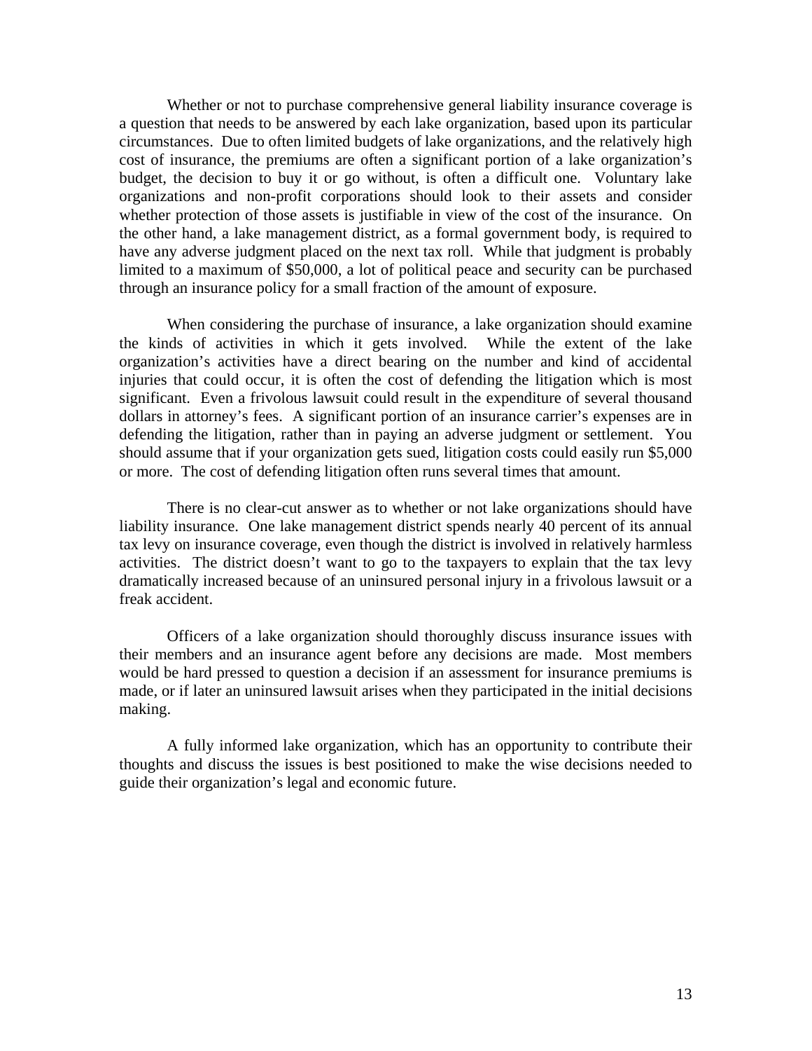Whether or not to purchase comprehensive general liability insurance coverage is a question that needs to be answered by each lake organization, based upon its particular circumstances. Due to often limited budgets of lake organizations, and the relatively high cost of insurance, the premiums are often a significant portion of a lake organization's budget, the decision to buy it or go without, is often a difficult one. Voluntary lake organizations and non-profit corporations should look to their assets and consider whether protection of those assets is justifiable in view of the cost of the insurance. On the other hand, a lake management district, as a formal government body, is required to have any adverse judgment placed on the next tax roll. While that judgment is probably limited to a maximum of $50,000, a lot of political peace and security can be purchased through an insurance policy for a small fraction of the amount of exposure.

When considering the purchase of insurance, a lake organization should examine the kinds of activities in which it gets involved. While the extent of the lake organization's activities have a direct bearing on the number and kind of accidental injuries that could occur, it is often the cost of defending the litigation which is most significant. Even a frivolous lawsuit could result in the expenditure of several thousand dollars in attorney's fees. A significant portion of an insurance carrier's expenses are in defending the litigation, rather than in paying an adverse judgment or settlement. You should assume that if your organization gets sued, litigation costs could easily run $5,000 or more. The cost of defending litigation often runs several times that amount.

There is no clear-cut answer as to whether or not lake organizations should have liability insurance. One lake management district spends nearly 40 percent of its annual tax levy on insurance coverage, even though the district is involved in relatively harmless activities. The district doesn't want to go to the taxpayers to explain that the tax levy dramatically increased because of an uninsured personal injury in a frivolous lawsuit or a freak accident.

Officers of a lake organization should thoroughly discuss insurance issues with their members and an insurance agent before any decisions are made. Most members would be hard pressed to question a decision if an assessment for insurance premiums is made, or if later an uninsured lawsuit arises when they participated in the initial decisions making.

A fully informed lake organization, which has an opportunity to contribute their thoughts and discuss the issues is best positioned to make the wise decisions needed to guide their organization's legal and economic future.